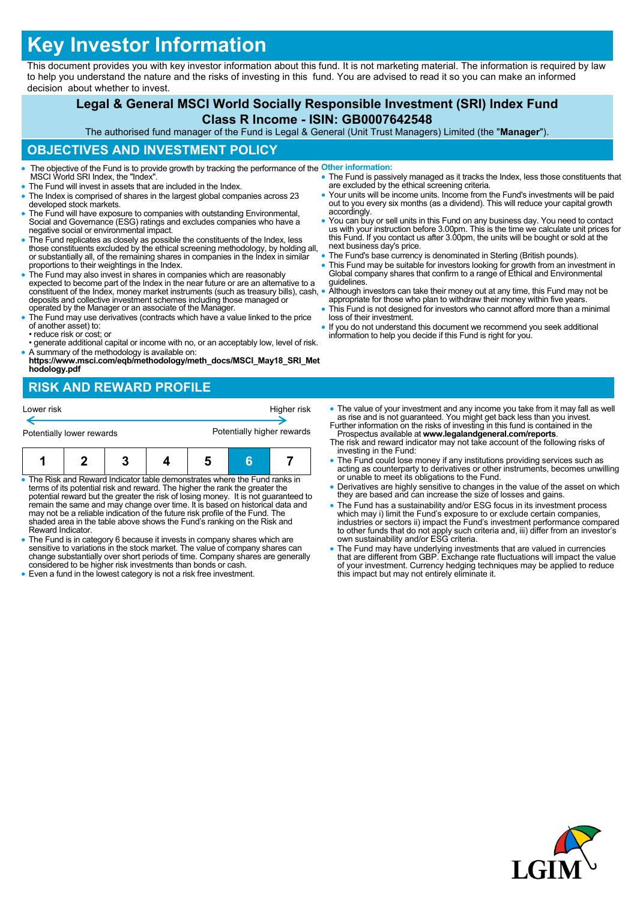# Key Investor Information

This document provides you with key investor information about this fund. It is not marketing material. The information is required by law to help you understand the nature and the risks of investing in this fund. You are advised to read it so you can make an informed decision about whether to invest.

## Legal & General MSCI World Socially Responsible Investment (SRI) Index Fund Class R Income - ISIN: GB0007642548

The authorised fund manager of the Fund is Legal & General (Unit Trust Managers) Limited (the "**Manager**").

## OBJECTIVES AND INVESTMENT POLICY

- The objective of the Fund is to provide growth by tracking the performance of the MSCI World SRI Index, the "Index".
- The Fund will invest in assets that are included in the Index.
- The Index is comprised of shares in the largest global companies across 23 developed stock markets.
- The Fund will have exposure to companies with outstanding Environmental, Social and Governance (ESG) ratings and excludes companies who have a negative social or environmental impact.
- The Fund replicates as closely as possible the constituents of the Index, less those constituents excluded by the ethical screening methodology, by holding all, or substantially all, of the remaining shares in companies in the Index in similar proportions to their weightings in the Index.
- The Fund may also invest in shares in companies which are reasonably expected to become part of the Index in the near future or are an alternative to a constituent of the Index, money market instruments (such as treasury bills), cash, deposits and collective investment schemes including those managed or operated by the Manager or an associate of the Manager.
- The Fund may use derivatives (contracts which have a value linked to the price of another asset) to:
  - reduce risk or cost; or
  - generate additional capital or income with no, or an acceptably low, level of risk.
- A summary of the methodology is available on: **https://www.msci.com/eqb/methodology/meth_docs/MSCI_May18_SRI_Methodology.pdf**

**Other information:**

- The Fund is passively managed as it tracks the Index, less those constituents that are excluded by the ethical screening criteria.
- Your units will be income units. Income from the Fund's investments will be paid out to you every six months (as a dividend). This will reduce your capital growth accordingly.
- You can buy or sell units in this Fund on any business day. You need to contact us with your instruction before 3.00pm. This is the time we calculate unit prices for this Fund. If you contact us after 3.00pm, the units will be bought or sold at the next business day's price.
- The Fund's base currency is denominated in Sterling (British pounds).
- This Fund may be suitable for investors looking for growth from an investment in Global company shares that confirm to a range of Ethical and Environmental guidelines.
- Although investors can take their money out at any time, this Fund may not be appropriate for those who plan to withdraw their money within five years.
- This Fund is not designed for investors who cannot afford more than a minimal loss of their investment.
- If you do not understand this document we recommend you seek additional information to help you decide if this Fund is right for you.

## RISK AND REWARD PROFILE

Lower risk ← → Higher risk

Potentially lower rewards — Potentially higher rewards

| 1 | 2 | 3 | 4 | 5 | **6** | 7 |
|---|---|---|---|---|---|---|

- The Risk and Reward Indicator table demonstrates where the Fund ranks in terms of its potential risk and reward. The higher the rank the greater the potential reward but the greater the risk of losing money. It is not guaranteed to remain the same and may change over time. It is based on historical data and may not be a reliable indication of the future risk profile of the Fund. The shaded area in the table above shows the Fund's ranking on the Risk and Reward Indicator.
- The Fund is in category 6 because it invests in company shares which are sensitive to variations in the stock market. The value of company shares can change substantially over short periods of time. Company shares are generally considered to be higher risk investments than bonds or cash.
- Even a fund in the lowest category is not a risk free investment.
- The value of your investment and any income you take from it may fall as well as rise and is not guaranteed. You might get back less than you invest.

Further information on the risks of investing in this fund is contained in the Prospectus available at **www.legalandgeneral.com/reports**.

The risk and reward indicator may not take account of the following risks of investing in the Fund:

- The Fund could lose money if any institutions providing services such as acting as counterparty to derivatives or other instruments, becomes unwilling or unable to meet its obligations to the Fund.
- Derivatives are highly sensitive to changes in the value of the asset on which they are based and can increase the size of losses and gains.
- The Fund has a sustainability and/or ESG focus in its investment process which may i) limit the Fund's exposure to or exclude certain companies, industries or sectors ii) impact the Fund's investment performance compared to other funds that do not apply such criteria and, iii) differ from an investor's own sustainability and/or ESG criteria.
- The Fund may have underlying investments that are valued in currencies that are different from GBP. Exchange rate fluctuations will impact the value of your investment. Currency hedging techniques may be applied to reduce this impact but may not entirely eliminate it.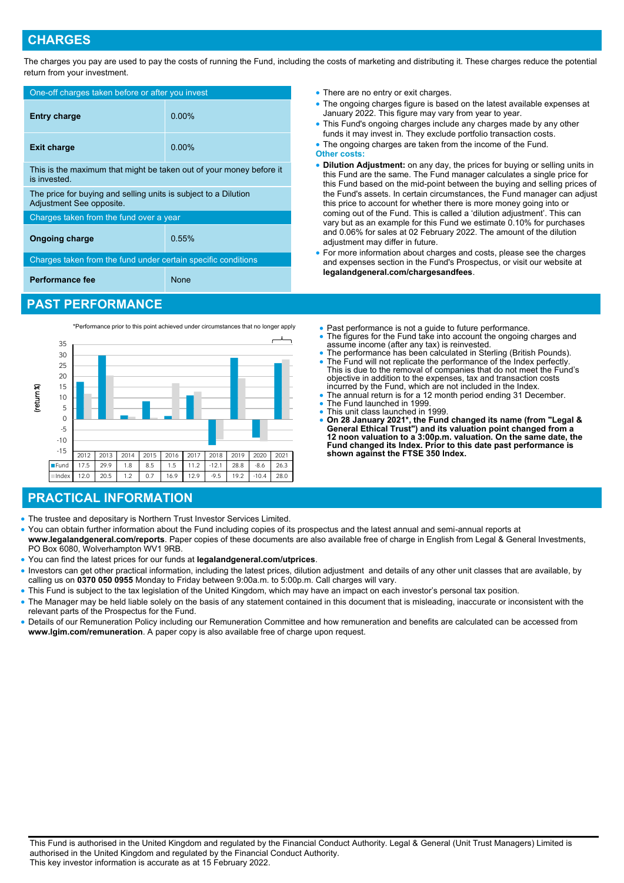## CHARGES

The charges you pay are used to pay the costs of running the Fund, including the costs of marketing and distributing it. These charges reduce the potential return from your investment.

| One-off charges taken before or after you invest | |
|---|---|
| **Entry charge** | 0.00% |
| **Exit charge** | 0.00% |
| This is the maximum that might be taken out of your money before it is invested. | |
| The price for buying and selling units is subject to a Dilution Adjustment See opposite. | |
| **Charges taken from the fund over a year** | |
| **Ongoing charge** | 0.55% |
| **Charges taken from the fund under certain specific conditions** | |
| **Performance fee** | None |

- There are no entry or exit charges.
- The ongoing charges figure is based on the latest available expenses at January 2022. This figure may vary from year to year.
- This Fund's ongoing charges include any charges made by any other funds it may invest in. They exclude portfolio transaction costs.
- The ongoing charges are taken from the income of the Fund.

**Other costs:**

- **Dilution Adjustment:** on any day, the prices for buying or selling units in this Fund are the same. The Fund manager calculates a single price for this Fund based on the mid-point between the buying and selling prices of the Fund's assets. In certain circumstances, the Fund manager can adjust this price to account for whether there is more money going into or coming out of the Fund. This is called a 'dilution adjustment'. This can vary but as an example for this Fund we estimate 0.10% for purchases and 0.06% for sales at 02 February 2022. The amount of the dilution adjustment may differ in future.
- For more information about charges and costs, please see the charges and expenses section in the Fund's Prospectus, or visit our website at **legalandgeneral.com/chargesandfees**.

## PAST PERFORMANCE

*Performance prior to this point achieved under circumstances that no longer apply

(return %)

35 30 25 20 15 10 5 0 -5 -10 -15

2012 2013 2014 2015 2016 2017 2018 2019 2020 2021

Fund 17.5 29.9 1.8 8.5 1.5 11.2 -12.1 28.8 -8.6 26.3

Index 12.0 20.5 1.2 0.7 16.9 12.9 -9.5 19.2 -10.4 28.0

- Past performance is not a guide to future performance.
- The figures for the Fund take into account the ongoing charges and assume income (after any tax) is reinvested.
- The performance has been calculated in Sterling (British Pounds).
- The Fund will not replicate the performance of the Index perfectly. This is due to the removal of companies that do not meet the Fund's objective in addition to the expenses, tax and transaction costs incurred by the Fund, which are not included in the Index.
- The annual return is for a 12 month period ending 31 December.
- The Fund launched in 1999.
- This unit class launched in 1999.
- **On 28 January 2021*, the Fund changed its name (from "Legal & General Ethical Trust") and its valuation point changed from a 12 noon valuation to a 3:00p.m. valuation. On the same date, the Fund changed its Index. Prior to this date past performance is shown against the FTSE 350 Index.**

## PRACTICAL INFORMATION

- The trustee and depositary is Northern Trust Investor Services Limited.
- You can obtain further information about the Fund including copies of its prospectus and the latest annual and semi-annual reports at **www.legalandgeneral.com/reports**. Paper copies of these documents are also available free of charge in English from Legal & General Investments, PO Box 6080, Wolverhampton WV1 9RB.
- You can find the latest prices for our funds at **legalandgeneral.com/utprices**.
- Investors can get other practical information, including the latest prices, dilution adjustment and details of any other unit classes that are available, by calling us on **0370 050 0955** Monday to Friday between 9:00a.m. to 5:00p.m. Call charges will vary.
- This Fund is subject to the tax legislation of the United Kingdom, which may have an impact on each investor's personal tax position.
- The Manager may be held liable solely on the basis of any statement contained in this document that is misleading, inaccurate or inconsistent with the relevant parts of the Prospectus for the Fund.
- Details of our Remuneration Policy including our Remuneration Committee and how remuneration and benefits are calculated can be accessed from **www.lgim.com/remuneration**. A paper copy is also available free of charge upon request.

This Fund is authorised in the United Kingdom and regulated by the Financial Conduct Authority. Legal & General (Unit Trust Managers) Limited is authorised in the United Kingdom and regulated by the Financial Conduct Authority.
This key investor information is accurate as at 15 February 2022.